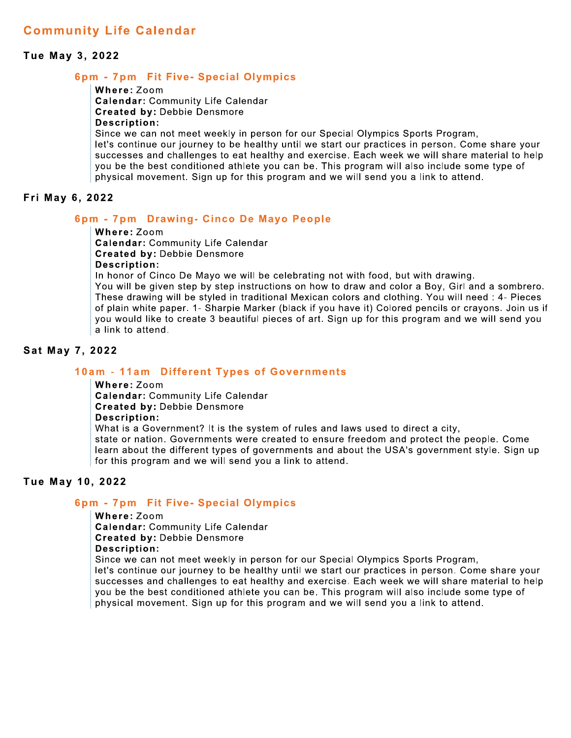# Community Life Calendar

## Tue May 3, 2022

### 6pm - 7pm Fit Five- Special Olympics

**Where:** Zoom
**Calendar:** Community Life Calendar
**Created by:** Debbie Densmore
**Description:**
Since we can not meet weekly in person for our Special Olympics Sports Program,
let's continue our journey to be healthy until we start our practices in person. Come share your successes and challenges to eat healthy and exercise. Each week we will share material to help you be the best conditioned athlete you can be. This program will also include some type of physical movement. Sign up for this program and we will send you a link to attend.

## Fri May 6, 2022

### 6pm - 7pm Drawing- Cinco De Mayo People

**Where:** Zoom
**Calendar:** Community Life Calendar
**Created by:** Debbie Densmore
**Description:**
In honor of Cinco De Mayo we will be celebrating not with food, but with drawing.
You will be given step by step instructions on how to draw and color a Boy, Girl and a sombrero. These drawing will be styled in traditional Mexican colors and clothing. You will need : 4- Pieces of plain white paper. 1- Sharpie Marker (black if you have it) Colored pencils or crayons. Join us if you would like to create 3 beautiful pieces of art. Sign up for this program and we will send you a link to attend.

## Sat May 7, 2022

### 10am - 11am Different Types of Governments

**Where:** Zoom
**Calendar:** Community Life Calendar
**Created by:** Debbie Densmore
**Description:**
What is a Government? It is the system of rules and laws used to direct a city,
state or nation. Governments were created to ensure freedom and protect the people. Come learn about the different types of governments and about the USA's government style. Sign up for this program and we will send you a link to attend.

## Tue May 10, 2022

### 6pm - 7pm Fit Five- Special Olympics

**Where:** Zoom
**Calendar:** Community Life Calendar
**Created by:** Debbie Densmore
**Description:**
Since we can not meet weekly in person for our Special Olympics Sports Program,
let's continue our journey to be healthy until we start our practices in person. Come share your successes and challenges to eat healthy and exercise. Each week we will share material to help you be the best conditioned athlete you can be. This program will also include some type of physical movement. Sign up for this program and we will send you a link to attend.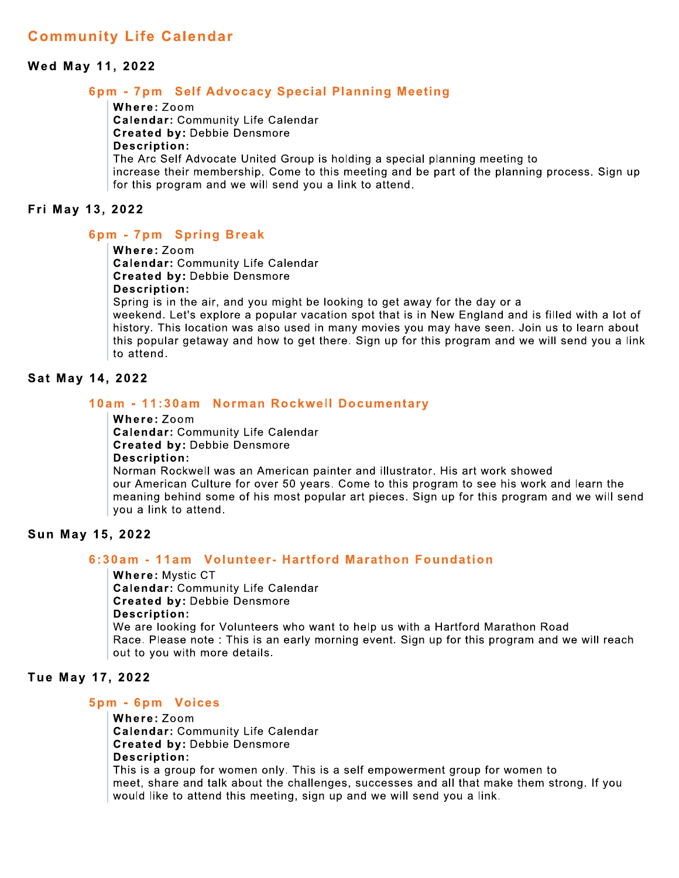# Community Life Calendar

## Wed May 11, 2022

### 6pm - 7pm Self Advocacy Special Planning Meeting

**Where:** Zoom
**Calendar:** Community Life Calendar
**Created by:** Debbie Densmore
**Description:**
The Arc Self Advocate United Group is holding a special planning meeting to increase their membership. Come to this meeting and be part of the planning process. Sign up for this program and we will send you a link to attend.

## Fri May 13, 2022

### 6pm - 7pm Spring Break

**Where:** Zoom
**Calendar:** Community Life Calendar
**Created by:** Debbie Densmore
**Description:**
Spring is in the air, and you might be looking to get away for the day or a weekend. Let's explore a popular vacation spot that is in New England and is filled with a lot of history. This location was also used in many movies you may have seen. Join us to learn about this popular getaway and how to get there. Sign up for this program and we will send you a link to attend.

## Sat May 14, 2022

### 10am - 11:30am Norman Rockwell Documentary

**Where:** Zoom
**Calendar:** Community Life Calendar
**Created by:** Debbie Densmore
**Description:**
Norman Rockwell was an American painter and illustrator. His art work showed our American Culture for over 50 years. Come to this program to see his work and learn the meaning behind some of his most popular art pieces. Sign up for this program and we will send you a link to attend.

## Sun May 15, 2022

### 6:30am - 11am Volunteer- Hartford Marathon Foundation

**Where:** Mystic CT
**Calendar:** Community Life Calendar
**Created by:** Debbie Densmore
**Description:**
We are looking for Volunteers who want to help us with a Hartford Marathon Road Race. Please note : This is an early morning event. Sign up for this program and we will reach out to you with more details.

## Tue May 17, 2022

### 5pm - 6pm Voices

**Where:** Zoom
**Calendar:** Community Life Calendar
**Created by:** Debbie Densmore
**Description:**
This is a group for women only. This is a self empowerment group for women to meet, share and talk about the challenges, successes and all that make them strong. If you would like to attend this meeting, sign up and we will send you a link.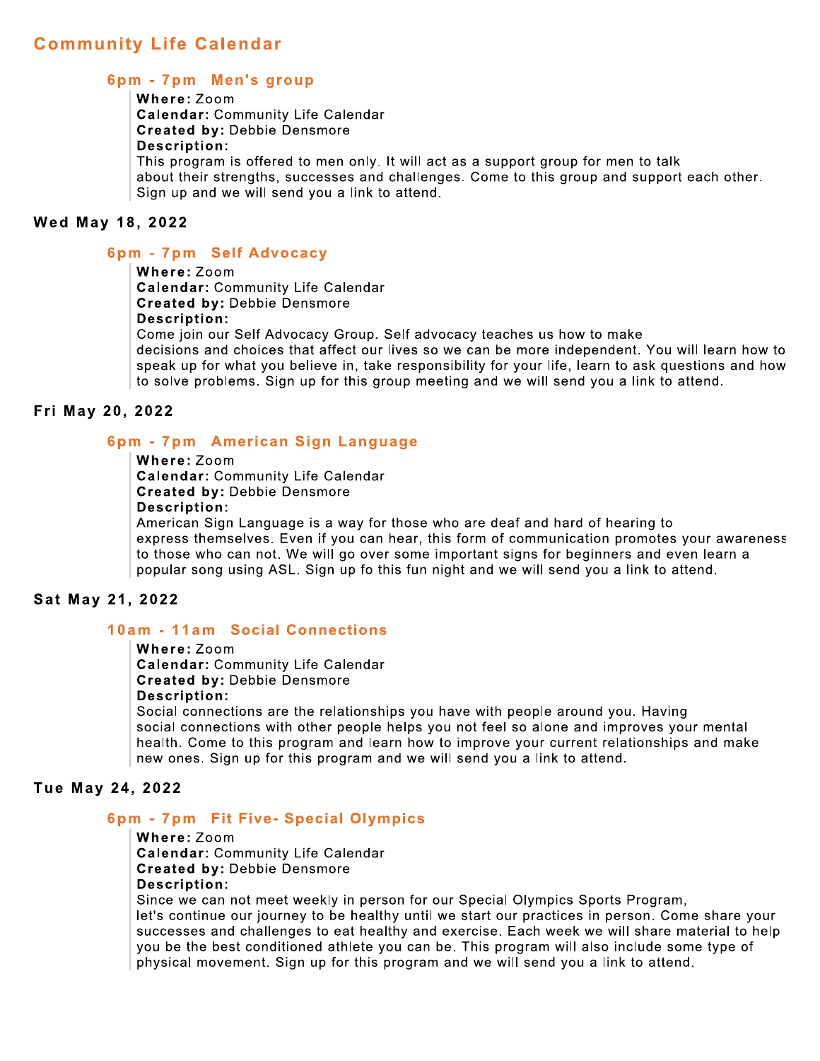## Community Life Calendar

### 6pm - 7pm Men's group

**Where:** Zoom
**Calendar:** Community Life Calendar
**Created by:** Debbie Densmore
**Description:**
This program is offered to men only. It will act as a support group for men to talk about their strengths, successes and challenges. Come to this group and support each other. Sign up and we will send you a link to attend.

**Wed May 18, 2022**

### 6pm - 7pm Self Advocacy

**Where:** Zoom
**Calendar:** Community Life Calendar
**Created by:** Debbie Densmore
**Description:**
Come join our Self Advocacy Group. Self advocacy teaches us how to make decisions and choices that affect our lives so we can be more independent. You will learn how to speak up for what you believe in, take responsibility for your life, learn to ask questions and how to solve problems. Sign up for this group meeting and we will send you a link to attend.

**Fri May 20, 2022**

### 6pm - 7pm American Sign Language

**Where:** Zoom
**Calendar:** Community Life Calendar
**Created by:** Debbie Densmore
**Description:**
American Sign Language is a way for those who are deaf and hard of hearing to express themselves. Even if you can hear, this form of communication promotes your awareness to those who can not. We will go over some important signs for beginners and even learn a popular song using ASL. Sign up fo this fun night and we will send you a link to attend.

**Sat May 21, 2022**

### 10am - 11am Social Connections

**Where:** Zoom
**Calendar:** Community Life Calendar
**Created by:** Debbie Densmore
**Description:**
Social connections are the relationships you have with people around you. Having social connections with other people helps you not feel so alone and improves your mental health. Come to this program and learn how to improve your current relationships and make new ones. Sign up for this program and we will send you a link to attend.

**Tue May 24, 2022**

### 6pm - 7pm Fit Five- Special Olympics

**Where:** Zoom
**Calendar:** Community Life Calendar
**Created by:** Debbie Densmore
**Description:**
Since we can not meet weekly in person for our Special Olympics Sports Program, let's continue our journey to be healthy until we start our practices in person. Come share your successes and challenges to eat healthy and exercise. Each week we will share material to help you be the best conditioned athlete you can be. This program will also include some type of physical movement. Sign up for this program and we will send you a link to attend.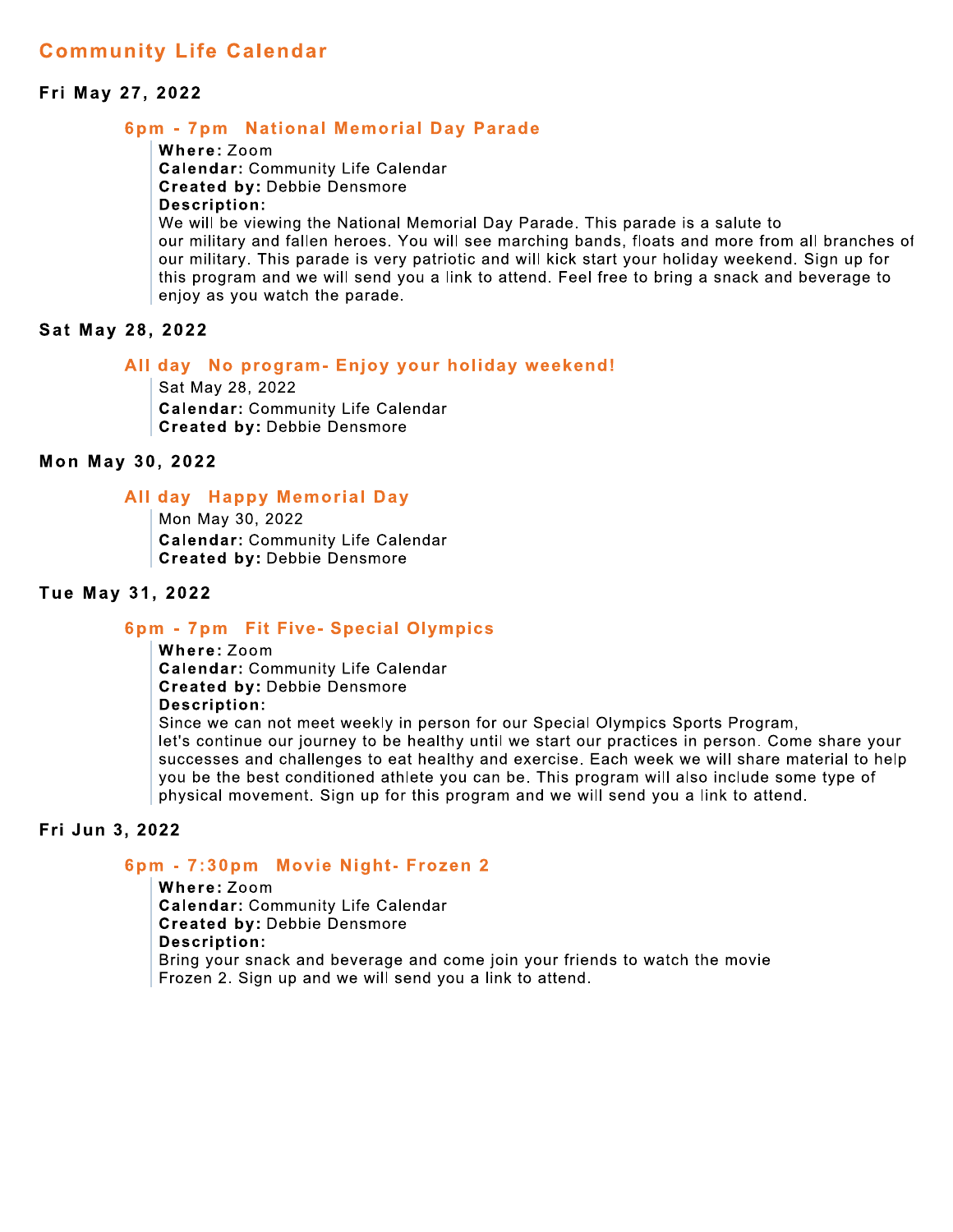## Community Life Calendar

### Fri May 27, 2022

#### 6pm - 7pm National Memorial Day Parade

**Where:** Zoom
**Calendar:** Community Life Calendar
**Created by:** Debbie Densmore
**Description:**
We will be viewing the National Memorial Day Parade. This parade is a salute to our military and fallen heroes. You will see marching bands, floats and more from all branches of our military. This parade is very patriotic and will kick start your holiday weekend. Sign up for this program and we will send you a link to attend. Feel free to bring a snack and beverage to enjoy as you watch the parade.

### Sat May 28, 2022

#### All day No program- Enjoy your holiday weekend!

Sat May 28, 2022
**Calendar:** Community Life Calendar
**Created by:** Debbie Densmore

### Mon May 30, 2022

#### All day Happy Memorial Day

Mon May 30, 2022
**Calendar:** Community Life Calendar
**Created by:** Debbie Densmore

### Tue May 31, 2022

#### 6pm - 7pm Fit Five- Special Olympics

**Where:** Zoom
**Calendar:** Community Life Calendar
**Created by:** Debbie Densmore
**Description:**
Since we can not meet weekly in person for our Special Olympics Sports Program, let's continue our journey to be healthy until we start our practices in person. Come share your successes and challenges to eat healthy and exercise. Each week we will share material to help you be the best conditioned athlete you can be. This program will also include some type of physical movement. Sign up for this program and we will send you a link to attend.

### Fri Jun 3, 2022

#### 6pm - 7:30pm Movie Night- Frozen 2

**Where:** Zoom
**Calendar:** Community Life Calendar
**Created by:** Debbie Densmore
**Description:**
Bring your snack and beverage and come join your friends to watch the movie Frozen 2. Sign up and we will send you a link to attend.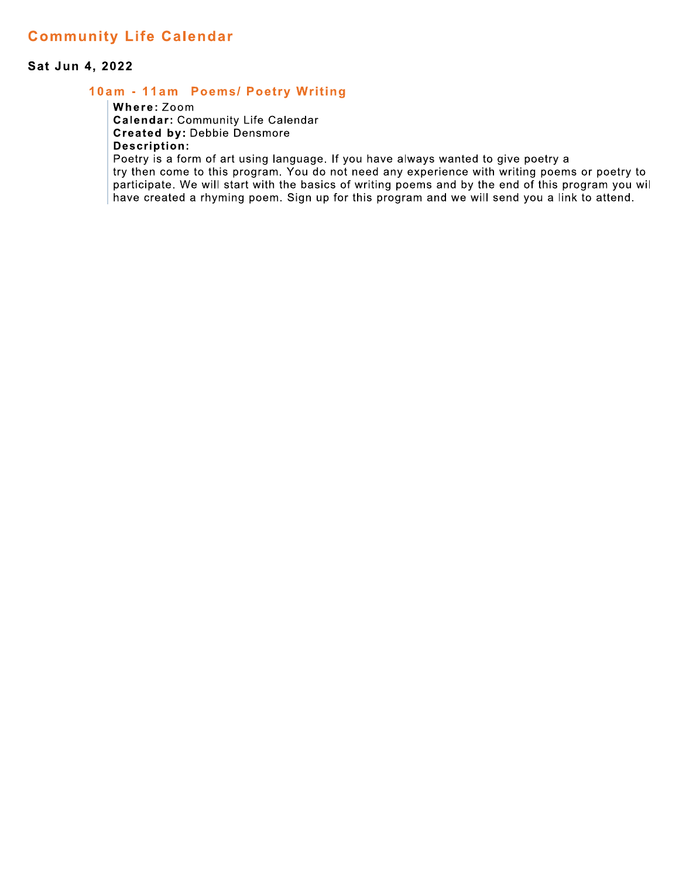## Community Life Calendar

**Sat Jun 4, 2022**

### 10am - 11am Poems/ Poetry Writing

**Where:** Zoom
**Calendar:** Community Life Calendar
**Created by:** Debbie Densmore
**Description:**
Poetry is a form of art using language. If you have always wanted to give poetry a try then come to this program. You do not need any experience with writing poems or poetry to participate. We will start with the basics of writing poems and by the end of this program you wil have created a rhyming poem. Sign up for this program and we will send you a link to attend.